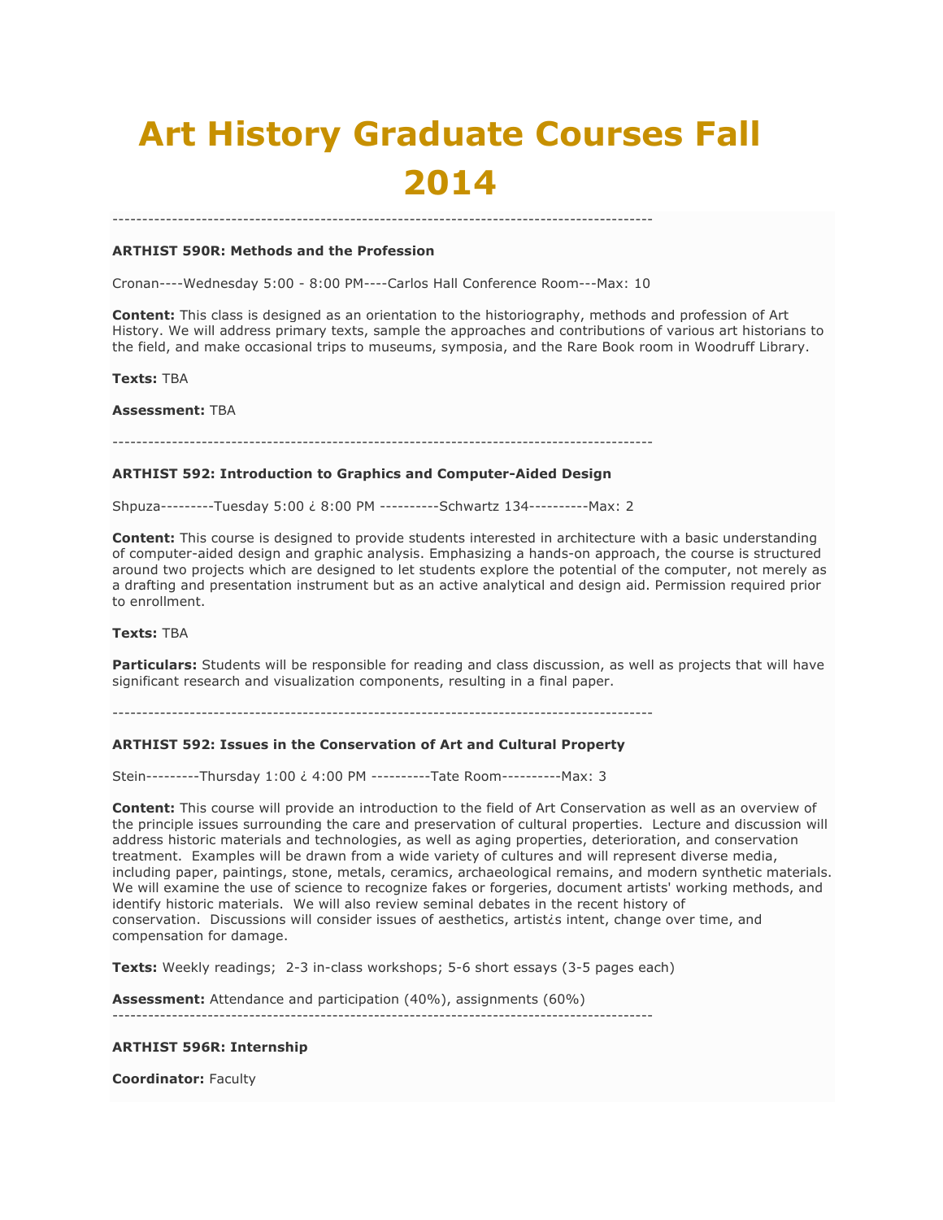# Art History Graduate Courses Fall 2014

-------------------------------------------------------------------------------------------

**ARTHIST 590R: Methods and the Profession**

Cronan----Wednesday 5:00 - 8:00 PM----Carlos Hall Conference Room---Max: 10

**Content:** This class is designed as an orientation to the historiography, methods and profession of Art History. We will address primary texts, sample the approaches and contributions of various art historians to the field, and make occasional trips to museums, symposia, and the Rare Book room in Woodruff Library.

**Texts:** TBA

**Assessment:** TBA

-------------------------------------------------------------------------------------------

**ARTHIST 592: Introduction to Graphics and Computer-Aided Design**

Shpuza---------Tuesday 5:00 ¿ 8:00 PM ----------Schwartz 134----------Max: 2

**Content:** This course is designed to provide students interested in architecture with a basic understanding of computer-aided design and graphic analysis. Emphasizing a hands-on approach, the course is structured around two projects which are designed to let students explore the potential of the computer, not merely as a drafting and presentation instrument but as an active analytical and design aid. Permission required prior to enrollment.

**Texts:** TBA

**Particulars:** Students will be responsible for reading and class discussion, as well as projects that will have significant research and visualization components, resulting in a final paper.

-------------------------------------------------------------------------------------------

**ARTHIST 592: Issues in the Conservation of Art and Cultural Property**

Stein---------Thursday 1:00 ¿ 4:00 PM ----------Tate Room----------Max: 3

**Content:** This course will provide an introduction to the field of Art Conservation as well as an overview of the principle issues surrounding the care and preservation of cultural properties. Lecture and discussion will address historic materials and technologies, as well as aging properties, deterioration, and conservation treatment. Examples will be drawn from a wide variety of cultures and will represent diverse media, including paper, paintings, stone, metals, ceramics, archaeological remains, and modern synthetic materials. We will examine the use of science to recognize fakes or forgeries, document artists' working methods, and identify historic materials. We will also review seminal debates in the recent history of conservation. Discussions will consider issues of aesthetics, artist¿s intent, change over time, and compensation for damage.

**Texts:** Weekly readings; 2-3 in-class workshops; 5-6 short essays (3-5 pages each)

**Assessment:** Attendance and participation (40%), assignments (60%)

-------------------------------------------------------------------------------------------

**ARTHIST 596R: Internship**

**Coordinator:** Faculty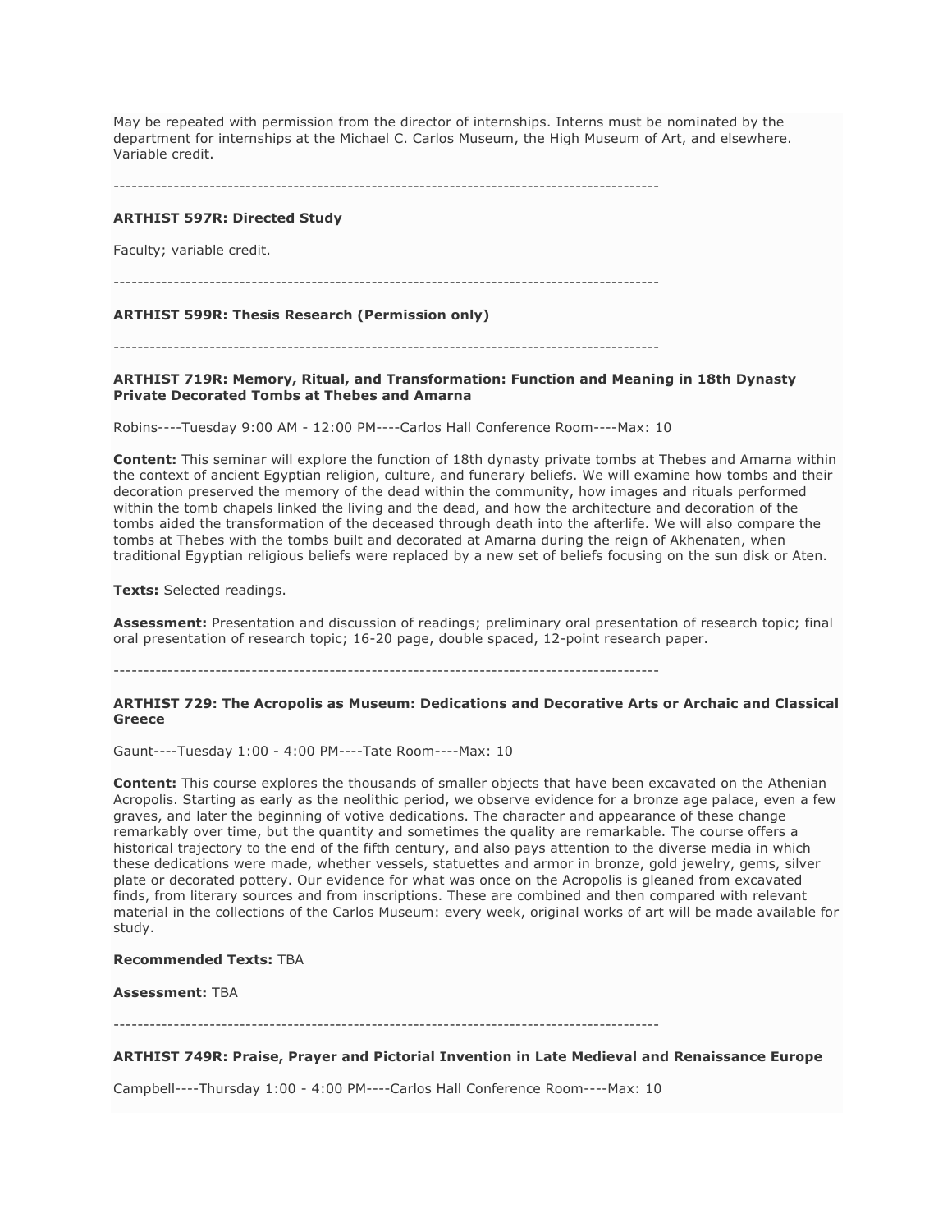May be repeated with permission from the director of internships. Interns must be nominated by the department for internships at the Michael C. Carlos Museum, the High Museum of Art, and elsewhere. Variable credit.

------------------------------------------------------------------------------------------

**ARTHIST 597R: Directed Study**

Faculty; variable credit.

------------------------------------------------------------------------------------------

**ARTHIST 599R: Thesis Research (Permission only)**

------------------------------------------------------------------------------------------

**ARTHIST 719R: Memory, Ritual, and Transformation: Function and Meaning in 18th Dynasty Private Decorated Tombs at Thebes and Amarna**

Robins----Tuesday 9:00 AM - 12:00 PM----Carlos Hall Conference Room----Max: 10

**Content:** This seminar will explore the function of 18th dynasty private tombs at Thebes and Amarna within the context of ancient Egyptian religion, culture, and funerary beliefs. We will examine how tombs and their decoration preserved the memory of the dead within the community, how images and rituals performed within the tomb chapels linked the living and the dead, and how the architecture and decoration of the tombs aided the transformation of the deceased through death into the afterlife. We will also compare the tombs at Thebes with the tombs built and decorated at Amarna during the reign of Akhenaten, when traditional Egyptian religious beliefs were replaced by a new set of beliefs focusing on the sun disk or Aten.

**Texts:** Selected readings.

**Assessment:** Presentation and discussion of readings; preliminary oral presentation of research topic; final oral presentation of research topic; 16-20 page, double spaced, 12-point research paper.

------------------------------------------------------------------------------------------

**ARTHIST 729: The Acropolis as Museum: Dedications and Decorative Arts or Archaic and Classical Greece**

Gaunt----Tuesday 1:00 - 4:00 PM----Tate Room----Max: 10

**Content:** This course explores the thousands of smaller objects that have been excavated on the Athenian Acropolis. Starting as early as the neolithic period, we observe evidence for a bronze age palace, even a few graves, and later the beginning of votive dedications. The character and appearance of these change remarkably over time, but the quantity and sometimes the quality are remarkable. The course offers a historical trajectory to the end of the fifth century, and also pays attention to the diverse media in which these dedications were made, whether vessels, statuettes and armor in bronze, gold jewelry, gems, silver plate or decorated pottery. Our evidence for what was once on the Acropolis is gleaned from excavated finds, from literary sources and from inscriptions. These are combined and then compared with relevant material in the collections of the Carlos Museum: every week, original works of art will be made available for study.

**Recommended Texts:** TBA

**Assessment:** TBA

------------------------------------------------------------------------------------------

**ARTHIST 749R: Praise, Prayer and Pictorial Invention in Late Medieval and Renaissance Europe**

Campbell----Thursday 1:00 - 4:00 PM----Carlos Hall Conference Room----Max: 10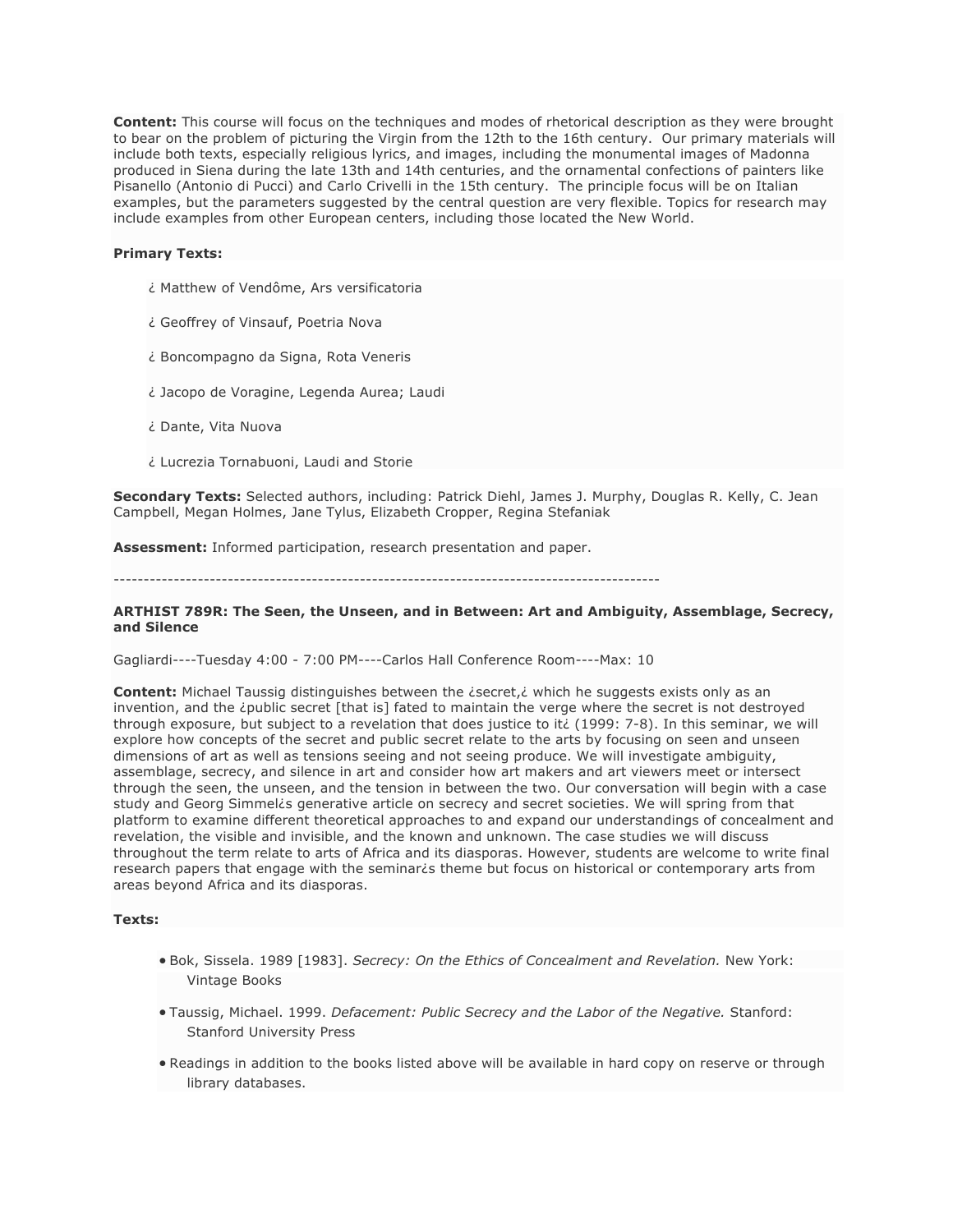**Content:** This course will focus on the techniques and modes of rhetorical description as they were brought to bear on the problem of picturing the Virgin from the 12th to the 16th century. Our primary materials will include both texts, especially religious lyrics, and images, including the monumental images of Madonna produced in Siena during the late 13th and 14th centuries, and the ornamental confections of painters like Pisanello (Antonio di Pucci) and Carlo Crivelli in the 15th century. The principle focus will be on Italian examples, but the parameters suggested by the central question are very flexible. Topics for research may include examples from other European centers, including those located the New World.

**Primary Texts:**

¿ Matthew of Vendôme, Ars versificatoria

¿ Geoffrey of Vinsauf, Poetria Nova

¿ Boncompagno da Signa, Rota Veneris

¿ Jacopo de Voragine, Legenda Aurea; Laudi

¿ Dante, Vita Nuova

¿ Lucrezia Tornabuoni, Laudi and Storie

**Secondary Texts:** Selected authors, including: Patrick Diehl, James J. Murphy, Douglas R. Kelly, C. Jean Campbell, Megan Holmes, Jane Tylus, Elizabeth Cropper, Regina Stefaniak

**Assessment:** Informed participation, research presentation and paper.

--------------------------------------------------------------------------------------------

**ARTHIST 789R: The Seen, the Unseen, and in Between: Art and Ambiguity, Assemblage, Secrecy, and Silence**

Gagliardi----Tuesday 4:00 - 7:00 PM----Carlos Hall Conference Room----Max: 10

**Content:** Michael Taussig distinguishes between the ¿secret,¿ which he suggests exists only as an invention, and the ¿public secret [that is] fated to maintain the verge where the secret is not destroyed through exposure, but subject to a revelation that does justice to it¿ (1999: 7-8). In this seminar, we will explore how concepts of the secret and public secret relate to the arts by focusing on seen and unseen dimensions of art as well as tensions seeing and not seeing produce. We will investigate ambiguity, assemblage, secrecy, and silence in art and consider how art makers and art viewers meet or intersect through the seen, the unseen, and the tension in between the two. Our conversation will begin with a case study and Georg Simmel¿s generative article on secrecy and secret societies. We will spring from that platform to examine different theoretical approaches to and expand our understandings of concealment and revelation, the visible and invisible, and the known and unknown. The case studies we will discuss throughout the term relate to arts of Africa and its diasporas. However, students are welcome to write final research papers that engage with the seminar¿s theme but focus on historical or contemporary arts from areas beyond Africa and its diasporas.

**Texts:**

- Bok, Sissela. 1989 [1983]. *Secrecy: On the Ethics of Concealment and Revelation.* New York: Vintage Books
- Taussig, Michael. 1999. *Defacement: Public Secrecy and the Labor of the Negative.* Stanford: Stanford University Press
- Readings in addition to the books listed above will be available in hard copy on reserve or through library databases.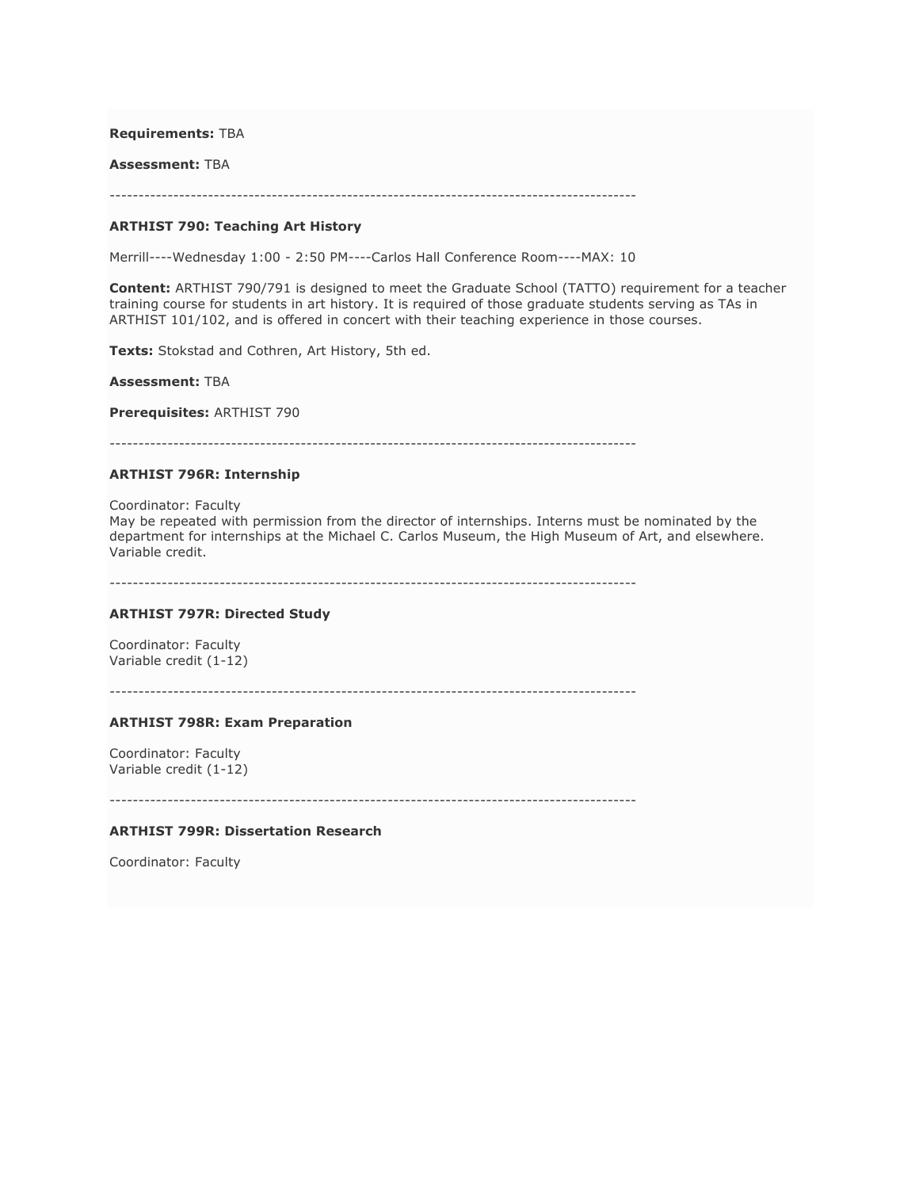**Requirements:** TBA

**Assessment:** TBA

------------------------------------------------------------------------------------------

**ARTHIST 790: Teaching Art History**

Merrill----Wednesday 1:00 - 2:50 PM----Carlos Hall Conference Room----MAX: 10

**Content:** ARTHIST 790/791 is designed to meet the Graduate School (TATTO) requirement for a teacher training course for students in art history. It is required of those graduate students serving as TAs in ARTHIST 101/102, and is offered in concert with their teaching experience in those courses.

**Texts:** Stokstad and Cothren, Art History, 5th ed.

**Assessment:** TBA

**Prerequisites:** ARTHIST 790

------------------------------------------------------------------------------------------

**ARTHIST 796R: Internship**

Coordinator: Faculty
May be repeated with permission from the director of internships. Interns must be nominated by the department for internships at the Michael C. Carlos Museum, the High Museum of Art, and elsewhere. Variable credit.

------------------------------------------------------------------------------------------

**ARTHIST 797R: Directed Study**

Coordinator: Faculty
Variable credit (1-12)

------------------------------------------------------------------------------------------

**ARTHIST 798R: Exam Preparation**

Coordinator: Faculty
Variable credit (1-12)

------------------------------------------------------------------------------------------

**ARTHIST 799R: Dissertation Research**

Coordinator: Faculty